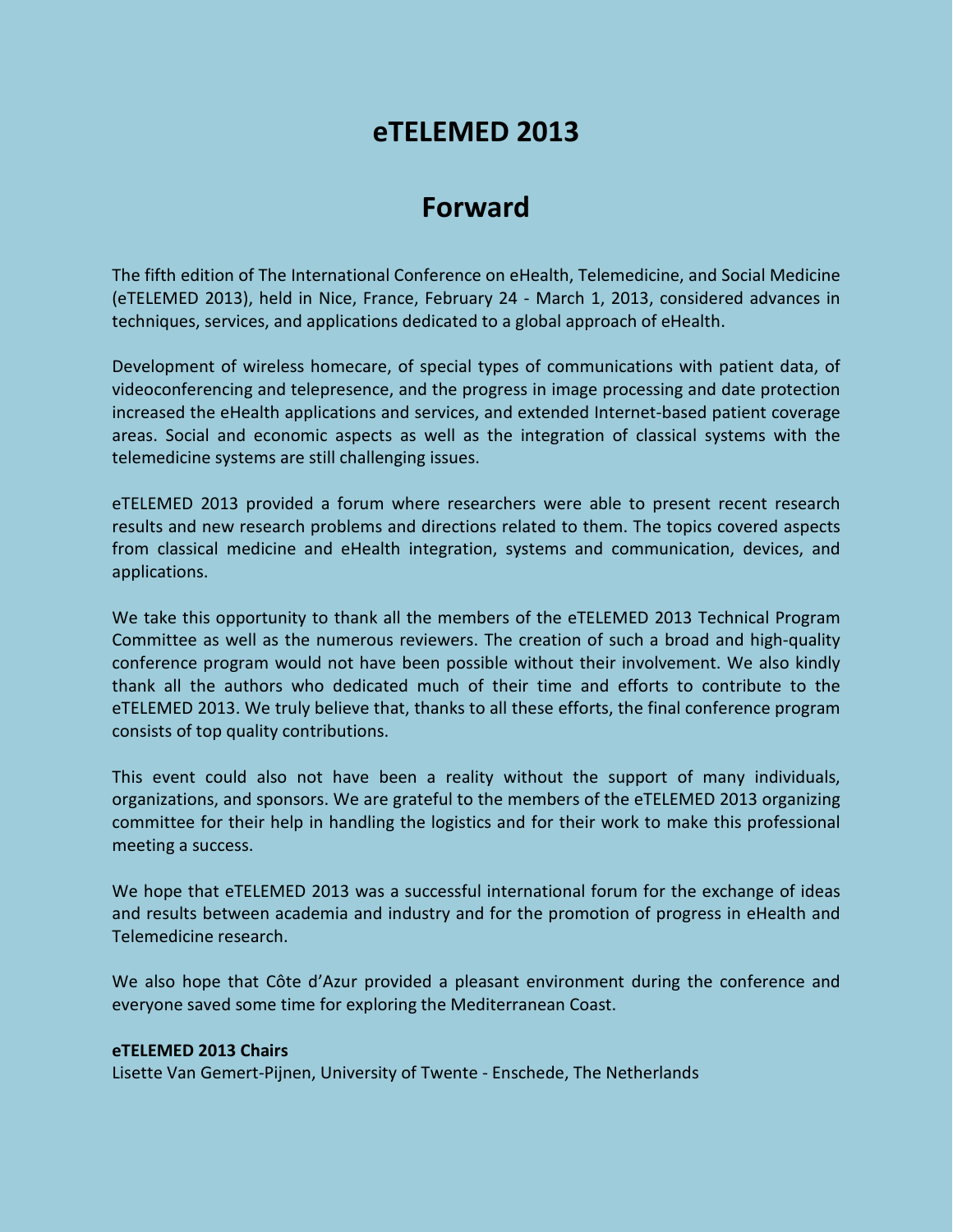# eTELEMED 2013

## Forward

The fifth edition of The International Conference on eHealth, Telemedicine, and Social Medicine (eTELEMED 2013), held in Nice, France, February 24 - March 1, 2013, considered advances in techniques, services, and applications dedicated to a global approach of eHealth.

Development of wireless homecare, of special types of communications with patient data, of videoconferencing and telepresence, and the progress in image processing and date protection increased the eHealth applications and services, and extended Internet-based patient coverage areas. Social and economic aspects as well as the integration of classical systems with the telemedicine systems are still challenging issues.

eTELEMED 2013 provided a forum where researchers were able to present recent research results and new research problems and directions related to them. The topics covered aspects from classical medicine and eHealth integration, systems and communication, devices, and applications.

We take this opportunity to thank all the members of the eTELEMED 2013 Technical Program Committee as well as the numerous reviewers. The creation of such a broad and high-quality conference program would not have been possible without their involvement. We also kindly thank all the authors who dedicated much of their time and efforts to contribute to the eTELEMED 2013. We truly believe that, thanks to all these efforts, the final conference program consists of top quality contributions.

This event could also not have been a reality without the support of many individuals, organizations, and sponsors. We are grateful to the members of the eTELEMED 2013 organizing committee for their help in handling the logistics and for their work to make this professional meeting a success.

We hope that eTELEMED 2013 was a successful international forum for the exchange of ideas and results between academia and industry and for the promotion of progress in eHealth and Telemedicine research.

We also hope that Côte d'Azur provided a pleasant environment during the conference and everyone saved some time for exploring the Mediterranean Coast.

**eTELEMED 2013 Chairs**

Lisette Van Gemert-Pijnen, University of Twente - Enschede, The Netherlands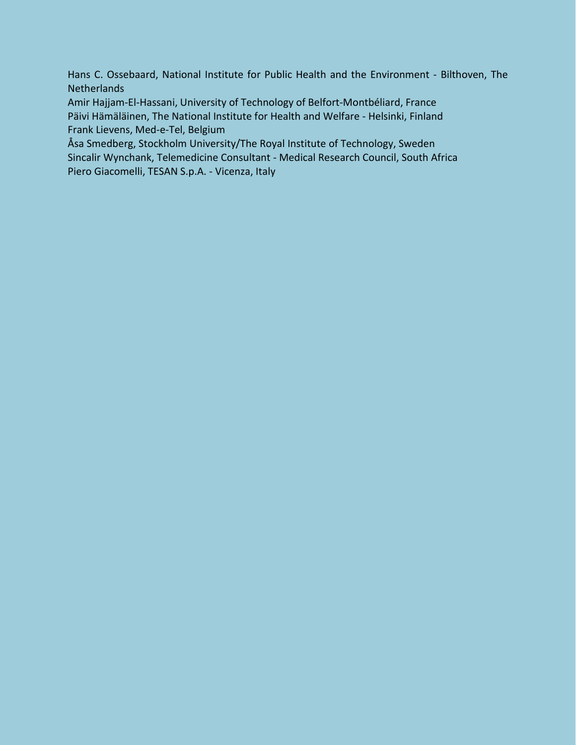Hans C. Ossebaard, National Institute for Public Health and the Environment - Bilthoven, The Netherlands
Amir Hajjam-El-Hassani, University of Technology of Belfort-Montbéliard, France
Päivi Hämäläinen, The National Institute for Health and Welfare - Helsinki, Finland
Frank Lievens, Med-e-Tel, Belgium
Åsa Smedberg, Stockholm University/The Royal Institute of Technology, Sweden
Sincalir Wynchank, Telemedicine Consultant - Medical Research Council, South Africa
Piero Giacomelli, TESAN S.p.A. - Vicenza, Italy